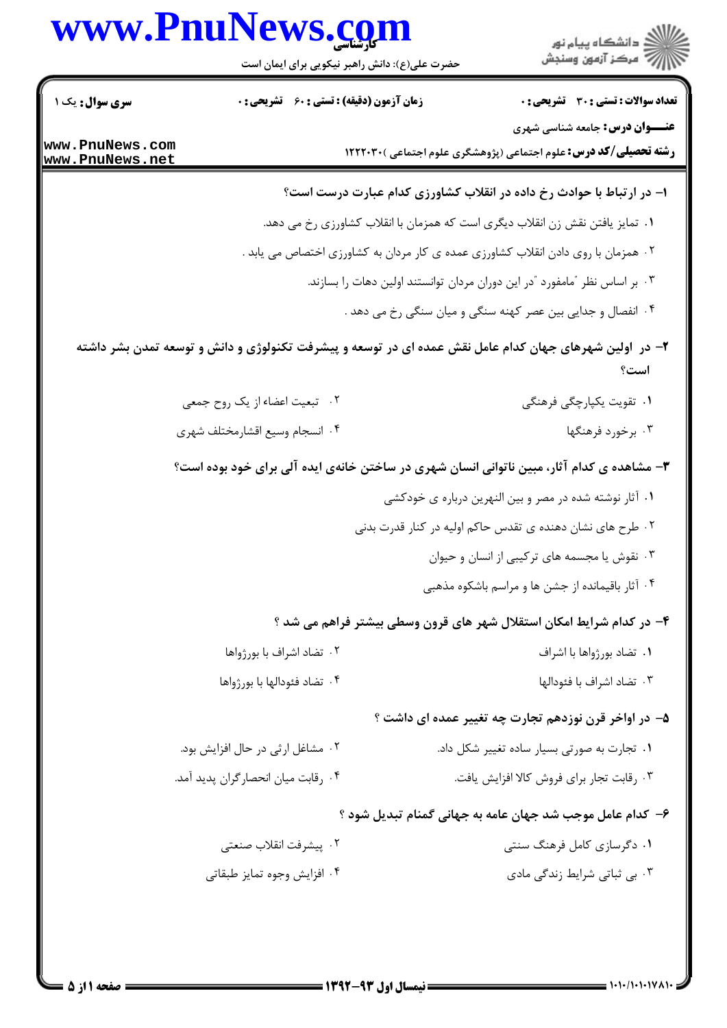**تعداد سوالات : تستی : ۳۰ تشریحی : ۰** | **زمان آزمون (دقیقه) : تستی : ۶۰ تشریحی : ۰** | **سری سوال : یک ۱**

**عنـــوان درس :** جامعه شناسی شهری

**رشته تحصیلی/کد درس :** علوم اجتماعی (پژوهشگری علوم اجتماعی )۱۲۲۲۰۳۰

**۱- در ارتباط با حوادث رخ داده در انقلاب کشاورزی کدام عبارت درست است؟**

۱. تمایز یافتن نقش زن انقلاب دیگری است که همزمان با انقلاب کشاورزی رخ می دهد.

۲. همزمان با روی دادن انقلاب کشاورزی عمده ی کار مردان به کشاورزی اختصاص می یابد .

۳. بر اساس نظر "مامفورد "در این دوران مردان توانستند اولین دهات را بسازند.

۴. انفصال و جدایی بین عصر کهنه سنگی و میان سنگی رخ می دهد .

**۲- در اولین شهرهای جهان کدام عامل نقش عمده ای در توسعه و پیشرفت تکنولوژی و دانش و توسعه تمدن بشر داشته است؟**

۱. تقویت یکپارچگی فرهنگی

۲. تبعیت اعضاء از یک روح جمعی

۳. برخورد فرهنگها

۴. انسجام وسیع اقشارمختلف شهری

**۳- مشاهده ی کدام آثار، مبین ناتوانی انسان شهری در ساختن خانه‌ی ایده آلی برای خود بوده است؟**

۱. آثار نوشته شده در مصر و بین النهرین درباره ی خودکشی

۲. طرح های نشان دهنده ی تقدس حاکم اولیه در کنار قدرت بدنی

۳. نقوش یا مجسمه های ترکیبی از انسان و حیوان

۴. آثار باقیمانده از جشن ها و مراسم باشکوه مذهبی

**۴- در کدام شرایط امکان استقلال شهر های قرون وسطی بیشتر فراهم می شد ؟**

۱. تضاد بورژواها با اشراف

۲. تضاد اشراف با بورژواها

۳. تضاد اشراف با فئودالها

۴. تضاد فئودالها با بورژواها

**۵- در اواخر قرن نوزدهم تجارت چه تغییر عمده ای داشت ؟**

۱. تجارت به صورتی بسیار ساده تغییر شکل داد.

۲. مشاغل ارثی در حال افزایش بود.

۳. رقابت تجار برای فروش کالا افزایش یافت.

۴. رقابت میان انحصارگران پدید آمد.

**۶- کدام عامل موجب شد جهان عامه به جهانی گمنام تبدیل شود ؟**

۱. دگرسازی کامل فرهنگ سنتی

۲. پیشرفت انقلاب صنعتی

۳. بی ثباتی شرایط زندگی مادی

۴. افزایش وجوه تمایز طبقاتی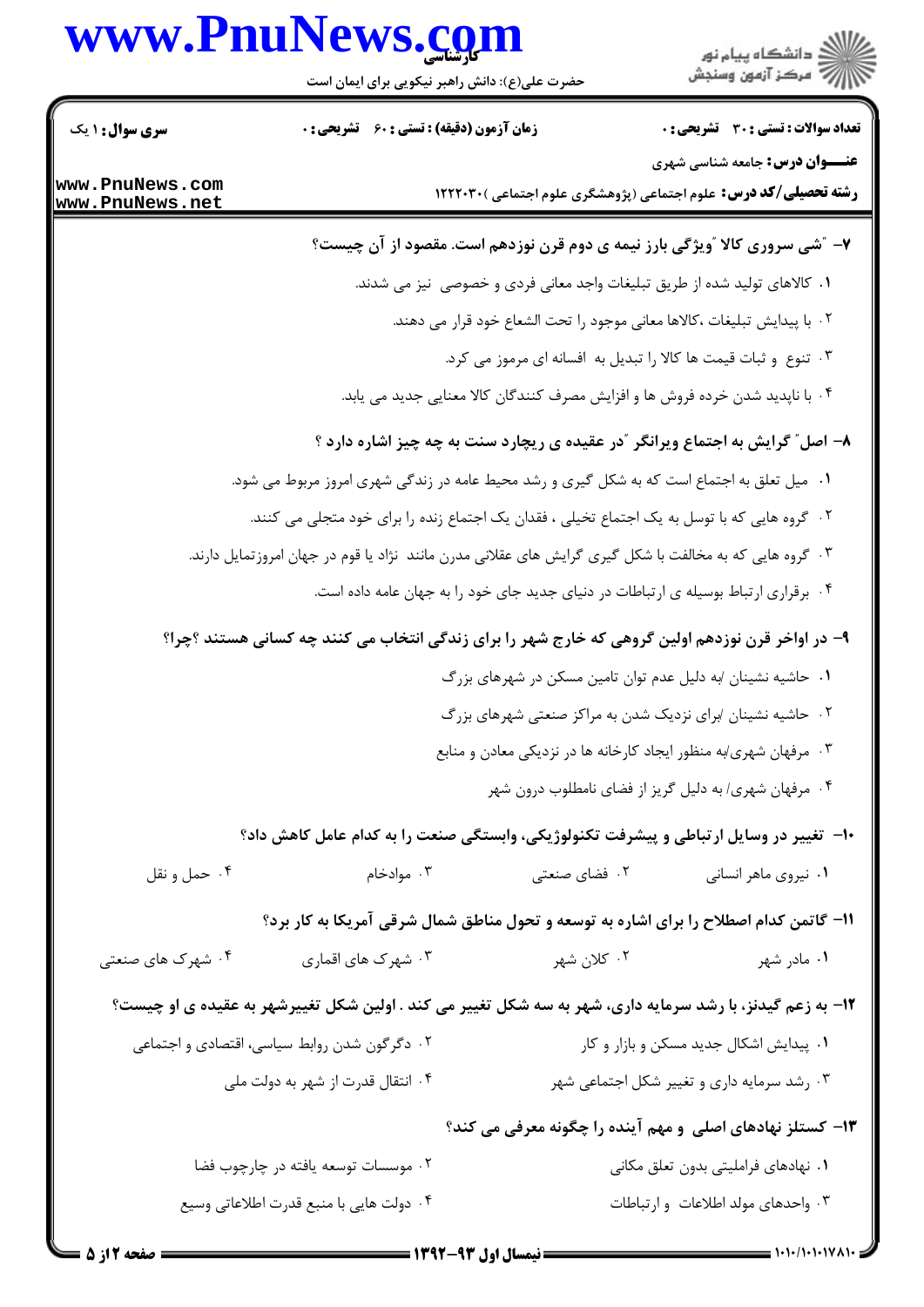**تعداد سوالات : تستی : ۳۰ تشریحی : ۰** | **زمان آزمون (دقیقه) : تستی : ۶۰ تشریحی : ۰** | **سری سوال : ۱ یک**

**عنـــوان درس:** جامعه شناسی شهری

**رشته تحصیلی/کد درس:** علوم اجتماعی (پژوهشگری علوم اجتماعی )۱۲۲۲۰۳۰

**۷- "شی سروری کالا "ویژگی بارز نیمه ی دوم قرن نوزدهم است. مقصود از آن چیست؟**

۱. کالاهای تولید شده از طریق تبلیغات واجد معانی فردی و خصوصی نیز می شدند.

۲. با پیدایش تبلیغات ،کالاها معانی موجود را تحت الشعاع خود قرار می دهند.

۳. تنوع و ثبات قیمت ها کالا را تبدیل به افسانه ای مرموز می کرد.

۴. با ناپدید شدن خرده فروش ها و افزایش مصرف کنندگان کالا معنایی جدید می یابد.

**۸- اصل" گرایش به اجتماع ویرانگر "در عقیده ی ریچارد سنت به چه چیز اشاره دارد ؟**

۱. میل تعلق به اجتماع است که به شکل گیری و رشد محیط عامه در زندگی شهری امروز مربوط می شود.

۲. گروه هایی که با توسل به یک اجتماع تخیلی ، فقدان یک اجتماع زنده را برای خود متجلی می کنند.

۳. گروه هایی که به مخالفت با شکل گیری گرایش های عقلانی مدرن مانند نژاد یا قوم در جهان امروزتمایل دارند.

۴. برقراری ارتباط بوسیله ی ارتباطات در دنیای جدید جای خود را به جهان عامه داده است.

**۹- در اواخر قرن نوزدهم اولین گروهی که خارج شهر را برای زندگی انتخاب می کنند چه کسانی هستند ؟چرا؟**

۱. حاشیه نشینان /به دلیل عدم توان تامین مسکن در شهرهای بزرگ

۲. حاشیه نشینان /برای نزدیک شدن به مراکز صنعتی شهرهای بزرگ

۳. مرفهان شهری/به منظور ایجاد کارخانه ها در نزدیکی معادن و منابع

۴. مرفهان شهری/ به دلیل گریز از فضای نامطلوب درون شهر

**۱۰- تغییر در وسایل ارتباطی و پیشرفت تکنولوژیکی، وابستگی صنعت را به کدام عامل کاهش داد؟**

۱. نیروی ماهر انسانی    ۲. فضای صنعتی    ۳. موادخام    ۴. حمل و نقل

**۱۱- گاتمن کدام اصطلاح را برای اشاره به توسعه و تحول مناطق شمال شرقی آمریکا به کار برد؟**

۱. مادر شهر    ۲. کلان شهر    ۳. شهرک های اقماری    ۴. شهرک های صنعتی

**۱۲- به زعم گیدنز، با رشد سرمایه داری، شهر به سه شکل تغییر می کند . اولین شکل تغییرشهر به عقیده ی او چیست؟**

۱. پیدایش اشکال جدید مسکن و بازار و کار

۲. دگرگون شدن روابط سیاسی، اقتصادی و اجتماعی

۳. رشد سرمایه داری و تغییر شکل اجتماعی شهر

۴. انتقال قدرت از شهر به دولت ملی

**۱۳- کستلز نهادهای اصلی و مهم آینده را چگونه معرفی می کند؟**

۱. نهادهای فراملیتی بدون تعلق مکانی

۲. موسسات توسعه یافته در چارچوب فضا

۳. واحدهای مولد اطلاعات و ارتباطات

۴. دولت هایی با منبع قدرت اطلاعاتی وسیع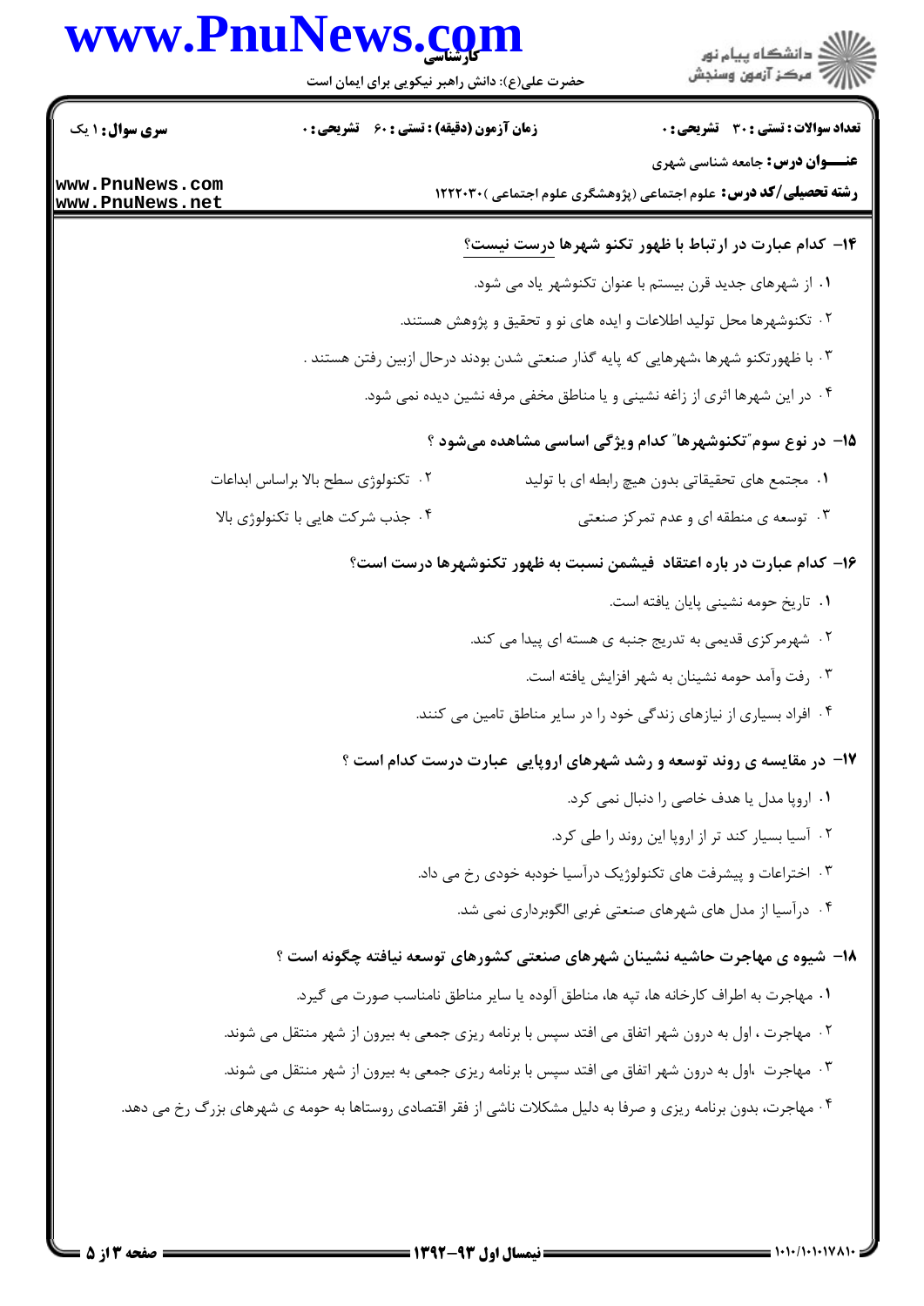**تعداد سوالات : تستی : ۳۰ تشریحی : ۰** | **زمان آزمون (دقیقه) : تستی : ۶۰ تشریحی : ۰** | **سری سوال : ۱ یک**

**عنـــوان درس:** جامعه شناسی شهری

**رشته تحصیلی/کد درس:** علوم اجتماعی (پژوهشگری علوم اجتماعی )۱۲۲۲۰۳۰

**۱۴- کدام عبارت در ارتباط با ظهور تکنو شهرها درست نیست؟**

۱. از شهرهای جدید قرن بیستم با عنوان تکنوشهر یاد می شود.

۲. تکنوشهرها محل تولید اطلاعات و ایده های نو و تحقیق و پژوهش هستند.

۳. با ظهورتکنو شهرها ،شهرهایی که پایه گذار صنعتی شدن بودند درحال ازبین رفتن هستند .

۴. در این شهرها اثری از زاغه نشینی و یا مناطق مخفی مرفه نشین دیده نمی شود.

**۱۵- در نوع سوم"تکنوشهرها" کدام ویژگی اساسی مشاهده می‌شود ؟**

۱. مجتمع های تحقیقاتی بدون هیچ رابطه ای با تولید

۲. تکنولوژی سطح بالا براساس ابداعات

۳. توسعه ی منطقه ای و عدم تمرکز صنعتی

۴. جذب شرکت هایی با تکنولوژی بالا

**۱۶- کدام عبارت در باره اعتقاد فیشمن نسبت به ظهور تکنوشهرها درست است؟**

۱. تاریخ حومه نشینی پایان یافته است.

۲. شهرمرکزی قدیمی به تدریج جنبه ی هسته ای پیدا می کند.

۳. رفت وآمد حومه نشینان به شهر افزایش یافته است.

۴. افراد بسیاری از نیازهای زندگی خود را در سایر مناطق تامین می کنند.

**۱۷- در مقایسه ی روند توسعه و رشد شهرهای اروپایی عبارت درست کدام است ؟**

۱. اروپا مدل یا هدف خاصی را دنبال نمی کرد.

۲. آسیا بسیار کند تر از اروپا این روند را طی کرد.

۳. اختراعات و پیشرفت های تکنولوژیک درآسیا خودبه خودی رخ می داد.

۴. درآسیا از مدل های شهرهای صنعتی غربی الگوبرداری نمی شد.

**۱۸- شیوه ی مهاجرت حاشیه نشینان شهرهای صنعتی کشورهای توسعه نیافته چگونه است ؟**

۱. مهاجرت به اطراف کارخانه ها، تپه ها، مناطق آلوده یا سایر مناطق نامناسب صورت می گیرد.

۲. مهاجرت ، اول به درون شهر اتفاق می افتد سپس با برنامه ریزی جمعی به بیرون از شهر منتقل می شوند.

۳. مهاجرت ،اول به درون شهر اتفاق می افتد سپس با برنامه ریزی جمعی به بیرون از شهر منتقل می شوند.

۴. مهاجرت، بدون برنامه ریزی و صرفا به دلیل مشکلات ناشی از فقر اقتصادی روستاها به حومه ی شهرهای بزرگ رخ می دهد.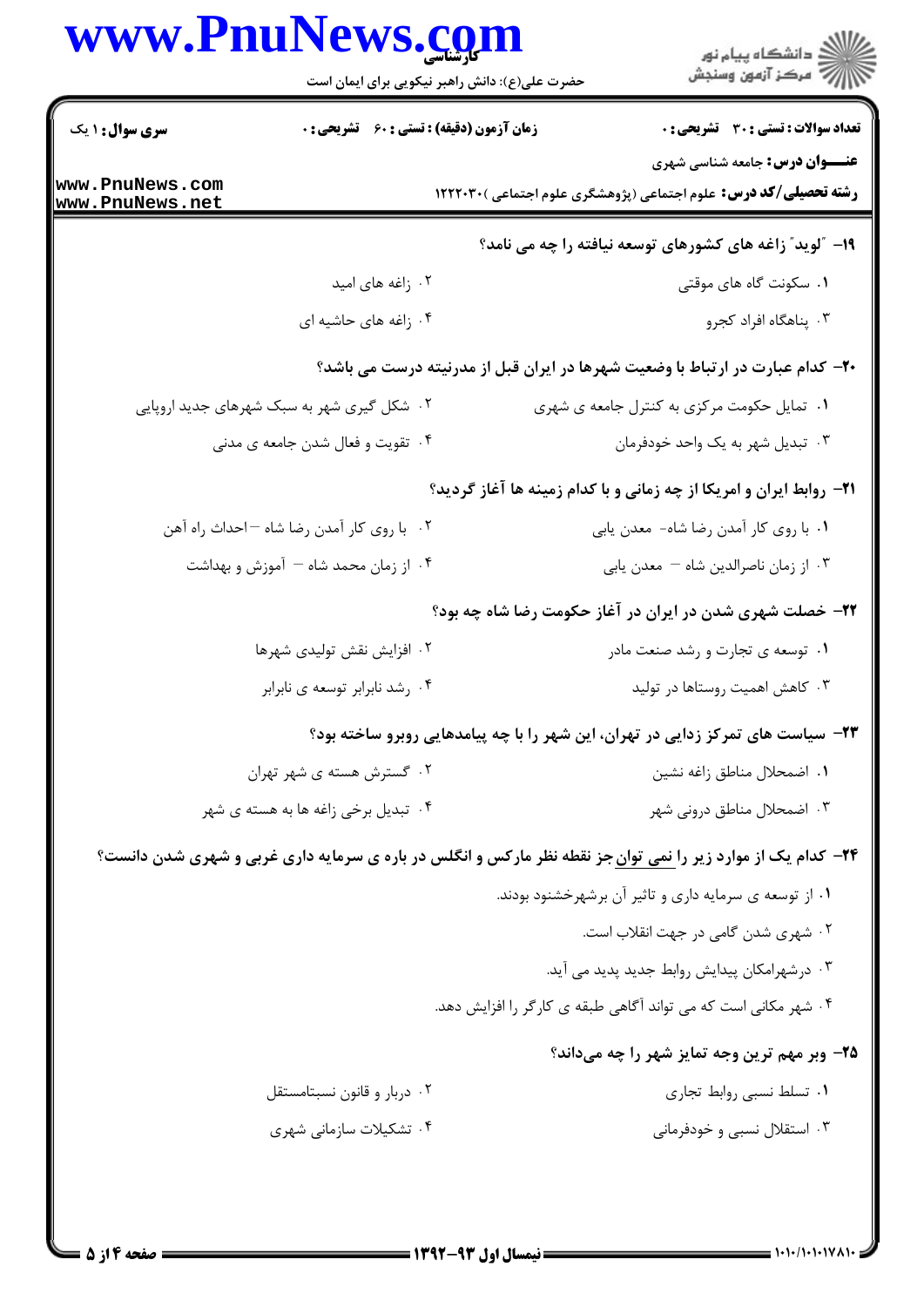**سری سوال:** ۱ یک | **زمان آزمون (دقیقه) : تستی :** ۶۰ **تشریحی :** ۰ | **تعداد سوالات : تستی :** ۳۰ **تشریحی :** ۰

**عنـــوان درس:** جامعه شناسی شهری

**رشته تحصیلی/کد درس:** علوم اجتماعی (پژوهشگری علوم اجتماعی )۱۲۲۲۰۳۰

**۱۹- "لوید" زاغه های کشورهای توسعه نیافته را چه می نامد؟**

۱. سکونت گاه های موقتی

۲. زاغه های امید

۳. پناهگاه افراد کجرو

۴. زاغه های حاشیه ای

**۲۰- کدام عبارت در ارتباط با وضعیت شهرها در ایران قبل از مدرنیته درست می باشد؟**

۱. تمایل حکومت مرکزی به کنترل جامعه ی شهری

۲. شکل گیری شهر به سبک شهرهای جدید اروپایی

۳. تبدیل شهر به یک واحد خودفرمان

۴. تقویت و فعال شدن جامعه ی مدنی

**۲۱- روابط ایران و امریکا از چه زمانی و با کدام زمینه ها آغاز گردید؟**

۱. با روی کار آمدن رضا شاه- معدن یابی

۲. با روی کار آمدن رضا شاه –احداث راه آهن

۳. از زمان ناصرالدین شاه – معدن یابی

۴. از زمان محمد شاه – آموزش و بهداشت

**۲۲- خصلت شهری شدن در ایران در آغاز حکومت رضا شاه چه بود؟**

۱. توسعه ی تجارت و رشد صنعت مادر

۲. افزایش نقش تولیدی شهرها

۳. کاهش اهمیت روستاها در تولید

۴. رشد نابرابر توسعه ی نابرابر

**۲۳- سیاست های تمرکز زدایی در تهران، این شهر را با چه پیامدهایی روبرو ساخته بود؟**

۱. اضمحلال مناطق زاغه نشین

۲. گسترش هسته ی شهر تهران

۳. اضمحلال مناطق درونی شهر

۴. تبدیل برخی زاغه ها به هسته ی شهر

**۲۴- کدام یک از موارد زیر را نمی توان جز نقطه نظر مارکس و انگلس در باره ی سرمایه داری غربی و شهری شدن دانست؟**

۱. از توسعه ی سرمایه داری و تاثیر آن برشهرخشنود بودند.

۲. شهری شدن گامی در جهت انقلاب است.

۳. درشهرامکان پیدایش روابط جدید پدید می آید.

۴. شهر مکانی است که می تواند آگاهی طبقه ی کارگر را افزایش دهد.

**۲۵- وبر مهم ترین وجه تمایز شهر را چه می‌داند؟**

۱. تسلط نسبی روابط تجاری

۲. دربار و قانون نسبتامستقل

۳. استقلال نسبی و خودفرمانی

۴. تشکیلات سازمانی شهری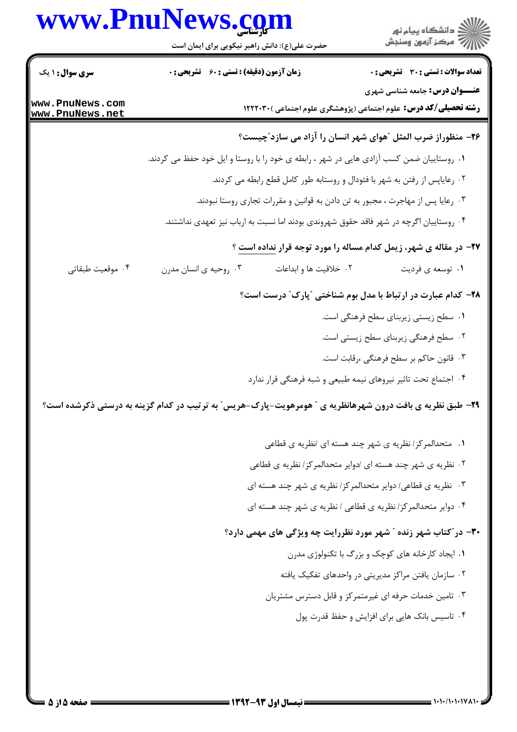**۲۶- منظوراز ضرب المثل "هوای شهر انسان را آزاد می سازد"چیست؟**

۱. روستاییان ضمن کسب آزادی هایی در شهر ، رابطه ی خود را با روستا و ایل خود حفظ می کردند.

۲. رعایاپس از رفتن به شهر با فئودال و روستابه طور کامل قطع رابطه می کردند.

۳. رعایا پس از مهاجرت ، مجبور به تن دادن به قوانین و مقررات تجاری روستا نبودند.

۴. روستاییان اگرچه در شهر فاقد حقوق شهروندی بودند اما نسبت به ارباب نیز تعهدی نداشتند.

**۲۷- در مقاله ی شهر، زیمل کدام مساله را مورد توجه قرار نداده است ؟**

۱. توسعه ی فردیت

۲. خلاقیت ها و ابداعات

۳. روحیه ی انسان مدرن

۴. موقعیت طبقاتی

**۲۸- کدام عبارت در ارتباط با مدل بوم شناختی "پارک" درست است؟**

۱. سطح زیستی زیربنای سطح فرهنگی است.

۲. سطح فرهنگی زیربنای سطح زیستی است.

۳. قانون حاکم بر سطح فرهنگی ،رقابت است.

۴. اجتماع تحت تاثیر نیروهای نیمه طبیعی و شبه فرهنگی قرار ندارد

**۲۹- طبق نظریه ی بافت درون شهرهانظریه ی " هومرهویت-پارک-هریس" به ترتیب در کدام گزینه به درستی ذکرشده است؟**

۱. متحدالمرکز/ نظریه ی شهر چند هسته ای /نظریه ی قطاعی

۲. نظریه ی شهر چند هسته ای /دوایر متحدالمرکز/ نظریه ی قطاعی

۳. نظریه ی قطاعی/ دوایر متحدالمرکز/ نظریه ی شهر چند هسته ای

۴. دوایر متحدالمرکز/ نظریه ی قطاعی / نظریه ی شهر چند هسته ای

**۳۰- در"کتاب شهر زنده " شهر مورد نظررایت چه ویژگی های مهمی دارد؟**

۱. ایجاد کارخانه های کوچک و بزرگ با تکنولوژی مدرن

۲. سازمان یافتن مراکز مدیریتی در واحدهای تفکیک یافته

۳. تامین خدمات حرفه ای غیرمتمرکز و قابل دسترس مشتریان

۴. تاسیس بانک هایی برای افزایش و حفظ قدرت پول